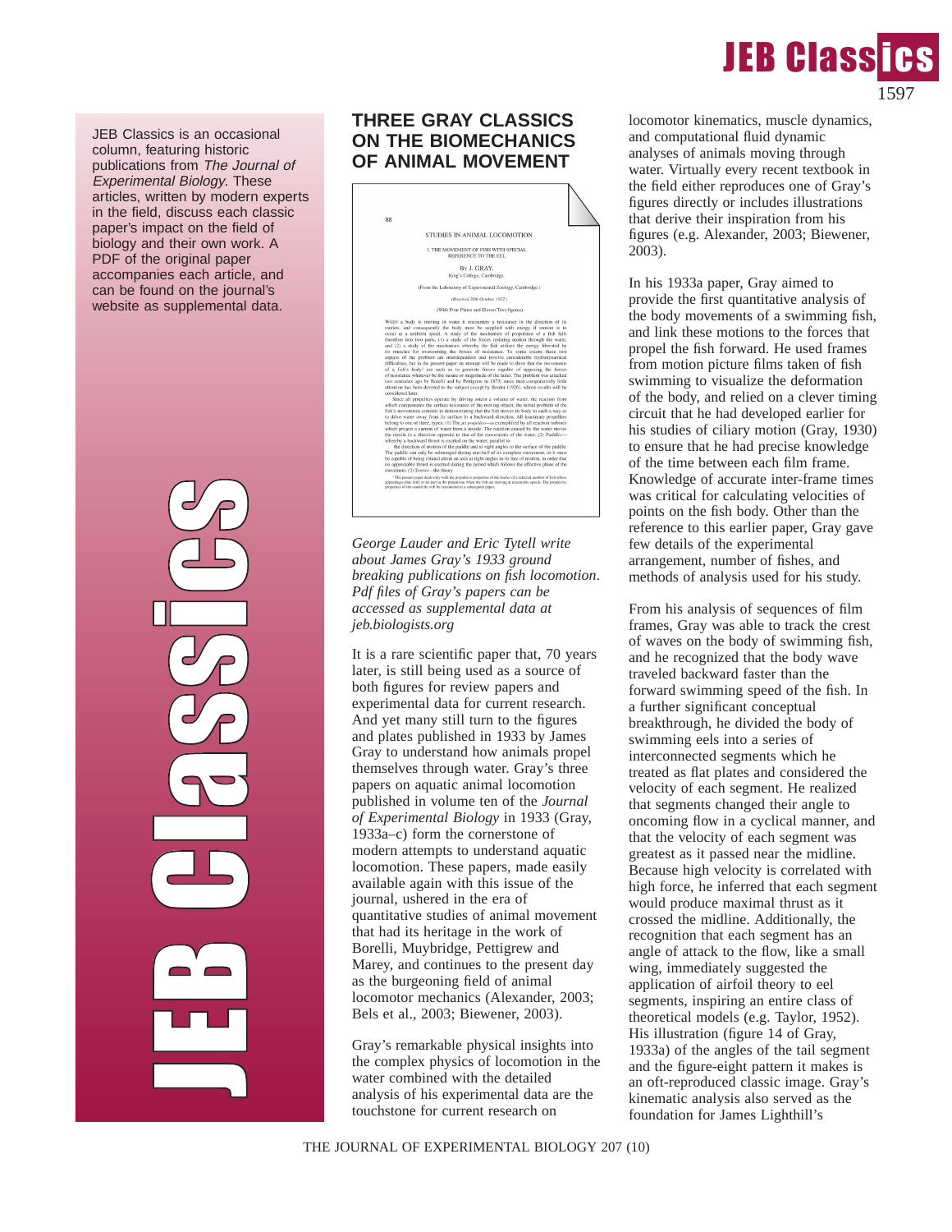JEB Classics is an occasional column, featuring historic publications from *The Journal of Experimental Biology*. These articles, written by modern experts in the field, discuss each classic paper's impact on the field of biology and their own work. A PDF of the original paper accompanies each article, and can be found on the journal's website as supplemental data.

# THREE GRAY CLASSICS ON THE BIOMECHANICS OF ANIMAL MOVEMENT

*George Lauder and Eric Tytell write about James Gray's 1933 ground breaking publications on fish locomotion. Pdf files of Gray's papers can be accessed as supplemental data at jeb.biologists.org*

It is a rare scientific paper that, 70 years later, is still being used as a source of both figures for review papers and experimental data for current research. And yet many still turn to the figures and plates published in 1933 by James Gray to understand how animals propel themselves through water. Gray's three papers on aquatic animal locomotion published in volume ten of the *Journal of Experimental Biology* in 1933 (Gray, 1933a–c) form the cornerstone of modern attempts to understand aquatic locomotion. These papers, made easily available again with this issue of the journal, ushered in the era of quantitative studies of animal movement that had its heritage in the work of Borelli, Muybridge, Pettigrew and Marey, and continues to the present day as the burgeoning field of animal locomotor mechanics (Alexander, 2003; Bels et al., 2003; Biewener, 2003).

Gray's remarkable physical insights into the complex physics of locomotion in the water combined with the detailed analysis of his experimental data are the touchstone for current research on locomotor kinematics, muscle dynamics, and computational fluid dynamic analyses of animals moving through water. Virtually every recent textbook in the field either reproduces one of Gray's figures directly or includes illustrations that derive their inspiration from his figures (e.g. Alexander, 2003; Biewener, 2003).

In his 1933a paper, Gray aimed to provide the first quantitative analysis of the body movements of a swimming fish, and link these motions to the forces that propel the fish forward. He used frames from motion picture films taken of fish swimming to visualize the deformation of the body, and relied on a clever timing circuit that he had developed earlier for his studies of ciliary motion (Gray, 1930) to ensure that he had precise knowledge of the time between each film frame. Knowledge of accurate inter-frame times was critical for calculating velocities of points on the fish body. Other than the reference to this earlier paper, Gray gave few details of the experimental arrangement, number of fishes, and methods of analysis used for his study.

From his analysis of sequences of film frames, Gray was able to track the crest of waves on the body of swimming fish, and he recognized that the body wave traveled backward faster than the forward swimming speed of the fish. In a further significant conceptual breakthrough, he divided the body of swimming eels into a series of interconnected segments which he treated as flat plates and considered the velocity of each segment. He realized that segments changed their angle to oncoming flow in a cyclical manner, and that the velocity of each segment was greatest as it passed near the midline. Because high velocity is correlated with high force, he inferred that each segment would produce maximal thrust as it crossed the midline. Additionally, the recognition that each segment has an angle of attack to the flow, like a small wing, immediately suggested the application of airfoil theory to eel segments, inspiring an entire class of theoretical models (e.g. Taylor, 1952). His illustration (figure 14 of Gray, 1933a) of the angles of the tail segment and the figure-eight pattern it makes is an oft-reproduced classic image. Gray's kinematic analysis also served as the foundation for James Lighthill's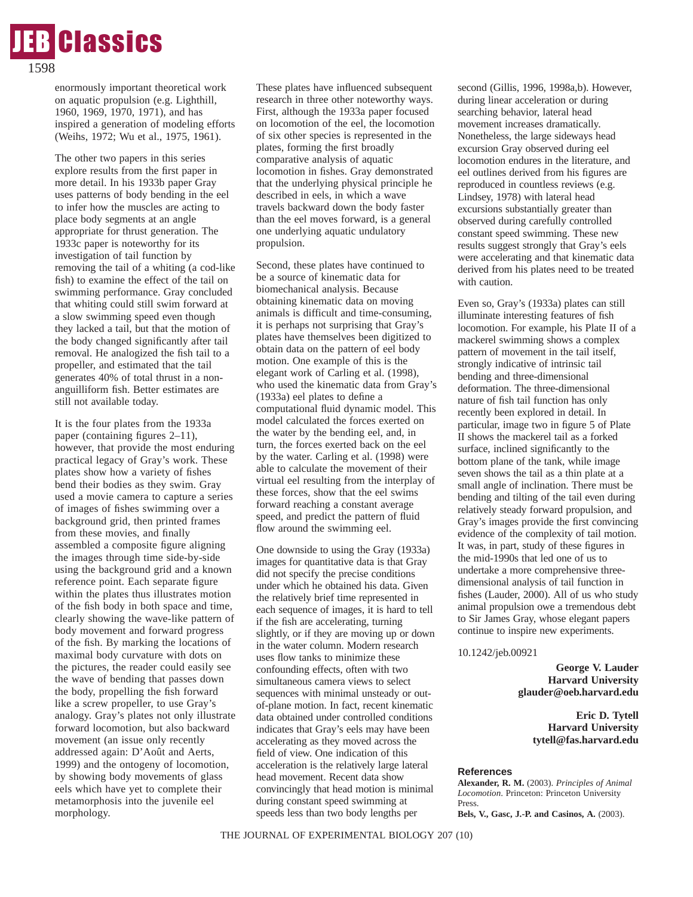enormously important theoretical work on aquatic propulsion (e.g. Lighthill, 1960, 1969, 1970, 1971), and has inspired a generation of modeling efforts (Weihs, 1972; Wu et al., 1975, 1961).

The other two papers in this series explore results from the first paper in more detail. In his 1933b paper Gray uses patterns of body bending in the eel to infer how the muscles are acting to place body segments at an angle appropriate for thrust generation. The 1933c paper is noteworthy for its investigation of tail function by removing the tail of a whiting (a cod-like fish) to examine the effect of the tail on swimming performance. Gray concluded that whiting could still swim forward at a slow swimming speed even though they lacked a tail, but that the motion of the body changed significantly after tail removal. He analogized the fish tail to a propeller, and estimated that the tail generates 40% of total thrust in a non-anguilliform fish. Better estimates are still not available today.

It is the four plates from the 1933a paper (containing figures 2–11), however, that provide the most enduring practical legacy of Gray's work. These plates show how a variety of fishes bend their bodies as they swim. Gray used a movie camera to capture a series of images of fishes swimming over a background grid, then printed frames from these movies, and finally assembled a composite figure aligning the images through time side-by-side using the background grid and a known reference point. Each separate figure within the plates thus illustrates motion of the fish body in both space and time, clearly showing the wave-like pattern of body movement and forward progress of the fish. By marking the locations of maximal body curvature with dots on the pictures, the reader could easily see the wave of bending that passes down the body, propelling the fish forward like a screw propeller, to use Gray's analogy. Gray's plates not only illustrate forward locomotion, but also backward movement (an issue only recently addressed again: D'Août and Aerts, 1999) and the ontogeny of locomotion, by showing body movements of glass eels which have yet to complete their metamorphosis into the juvenile eel morphology.

These plates have influenced subsequent research in three other noteworthy ways. First, although the 1933a paper focused on locomotion of the eel, the locomotion of six other species is represented in the plates, forming the first broadly comparative analysis of aquatic locomotion in fishes. Gray demonstrated that the underlying physical principle he described in eels, in which a wave travels backward down the body faster than the eel moves forward, is a general one underlying aquatic undulatory propulsion.

Second, these plates have continued to be a source of kinematic data for biomechanical analysis. Because obtaining kinematic data on moving animals is difficult and time-consuming, it is perhaps not surprising that Gray's plates have themselves been digitized to obtain data on the pattern of eel body motion. One example of this is the elegant work of Carling et al. (1998), who used the kinematic data from Gray's (1933a) eel plates to define a computational fluid dynamic model. This model calculated the forces exerted on the water by the bending eel, and, in turn, the forces exerted back on the eel by the water. Carling et al. (1998) were able to calculate the movement of their virtual eel resulting from the interplay of these forces, show that the eel swims forward reaching a constant average speed, and predict the pattern of fluid flow around the swimming eel.

One downside to using the Gray (1933a) images for quantitative data is that Gray did not specify the precise conditions under which he obtained his data. Given the relatively brief time represented in each sequence of images, it is hard to tell if the fish are accelerating, turning slightly, or if they are moving up or down in the water column. Modern research uses flow tanks to minimize these confounding effects, often with two simultaneous camera views to select sequences with minimal unsteady or out-of-plane motion. In fact, recent kinematic data obtained under controlled conditions indicates that Gray's eels may have been accelerating as they moved across the field of view. One indication of this acceleration is the relatively large lateral head movement. Recent data show convincingly that head motion is minimal during constant speed swimming at speeds less than two body lengths per second (Gillis, 1996, 1998a,b). However, during linear acceleration or during searching behavior, lateral head movement increases dramatically. Nonetheless, the large sideways head excursion Gray observed during eel locomotion endures in the literature, and eel outlines derived from his figures are reproduced in countless reviews (e.g. Lindsey, 1978) with lateral head excursions substantially greater than observed during carefully controlled constant speed swimming. These new results suggest strongly that Gray's eels were accelerating and that kinematic data derived from his plates need to be treated with caution.

Even so, Gray's (1933a) plates can still illuminate interesting features of fish locomotion. For example, his Plate II of a mackerel swimming shows a complex pattern of movement in the tail itself, strongly indicative of intrinsic tail bending and three-dimensional deformation. The three-dimensional nature of fish tail function has only recently been explored in detail. In particular, image two in figure 5 of Plate II shows the mackerel tail as a forked surface, inclined significantly to the bottom plane of the tank, while image seven shows the tail as a thin plate at a small angle of inclination. There must be bending and tilting of the tail even during relatively steady forward propulsion, and Gray's images provide the first convincing evidence of the complexity of tail motion. It was, in part, study of these figures in the mid-1990s that led one of us to undertake a more comprehensive three-dimensional analysis of tail function in fishes (Lauder, 2000). All of us who study animal propulsion owe a tremendous debt to Sir James Gray, whose elegant papers continue to inspire new experiments.

10.1242/jeb.00921

**George V. Lauder**
**Harvard University**
**glauder@oeb.harvard.edu**

**Eric D. Tytell**
**Harvard University**
**tytell@fas.harvard.edu**

### References

**Alexander, R. M.** (2003). *Principles of Animal Locomotion*. Princeton: Princeton University Press.

**Bels, V., Gasc, J.-P. and Casinos, A.** (2003).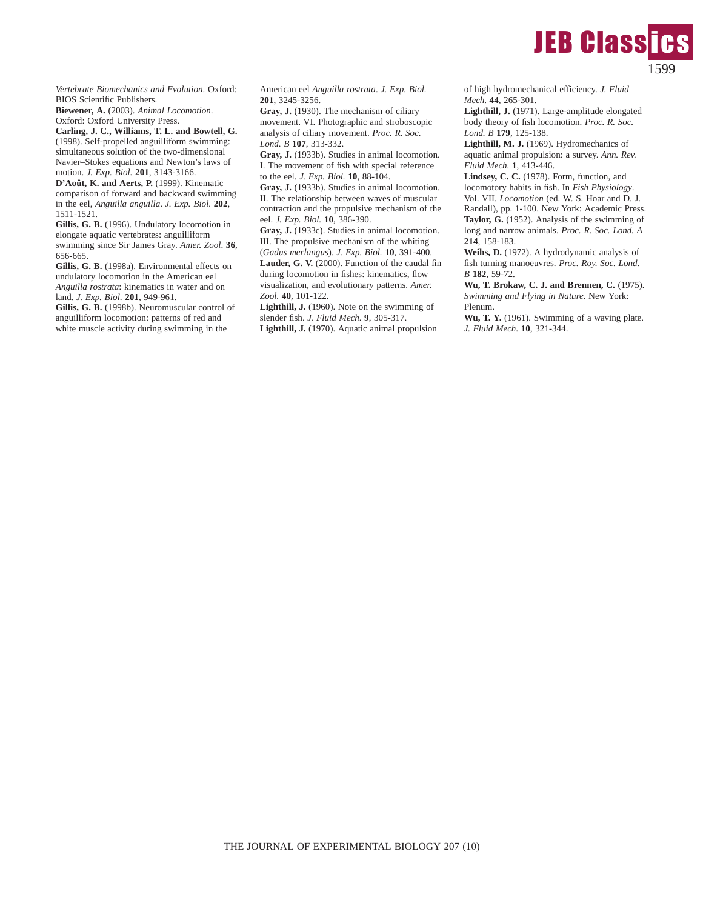*Vertebrate Biomechanics and Evolution*. Oxford: BIOS Scientific Publishers.

**Biewener, A.** (2003). *Animal Locomotion*. Oxford: Oxford University Press.

**Carling, J. C., Williams, T. L. and Bowtell, G.** (1998). Self-propelled anguilliform swimming: simultaneous solution of the two-dimensional Navier–Stokes equations and Newton's laws of motion. *J. Exp. Biol.* **201**, 3143-3166.

**D'Août, K. and Aerts, P.** (1999). Kinematic comparison of forward and backward swimming in the eel, *Anguilla anguilla*. *J. Exp. Biol.* **202**, 1511-1521.

**Gillis, G. B.** (1996). Undulatory locomotion in elongate aquatic vertebrates: anguilliform swimming since Sir James Gray. *Amer. Zool.* **36**, 656-665.

**Gillis, G. B.** (1998a). Environmental effects on undulatory locomotion in the American eel *Anguilla rostrata*: kinematics in water and on land. *J. Exp. Biol.* **201**, 949-961.

**Gillis, G. B.** (1998b). Neuromuscular control of anguilliform locomotion: patterns of red and white muscle activity during swimming in the American eel *Anguilla rostrata*. *J. Exp. Biol.* **201**, 3245-3256.

**Gray, J.** (1930). The mechanism of ciliary movement. VI. Photographic and stroboscopic analysis of ciliary movement. *Proc. R. Soc. Lond. B* **107**, 313-332.

**Gray, J.** (1933b). Studies in animal locomotion. I. The movement of fish with special reference to the eel. *J. Exp. Biol.* **10**, 88-104.

**Gray, J.** (1933b). Studies in animal locomotion. II. The relationship between waves of muscular contraction and the propulsive mechanism of the eel. *J. Exp. Biol.* **10**, 386-390.

**Gray, J.** (1933c). Studies in animal locomotion. III. The propulsive mechanism of the whiting (*Gadus merlangus*). *J. Exp. Biol.* **10**, 391-400.

**Lauder, G. V.** (2000). Function of the caudal fin during locomotion in fishes: kinematics, flow visualization, and evolutionary patterns. *Amer. Zool.* **40**, 101-122.

**Lighthill, J.** (1960). Note on the swimming of slender fish. *J. Fluid Mech.* **9**, 305-317.

**Lighthill, J.** (1970). Aquatic animal propulsion of high hydromechanical efficiency. *J. Fluid Mech.* **44**, 265-301.

**Lighthill, J.** (1971). Large-amplitude elongated body theory of fish locomotion. *Proc. R. Soc. Lond. B* **179**, 125-138.

**Lighthill, M. J.** (1969). Hydromechanics of aquatic animal propulsion: a survey. *Ann. Rev. Fluid Mech.* **1**, 413-446.

**Lindsey, C. C.** (1978). Form, function, and locomotory habits in fish. In *Fish Physiology*. Vol. VII. *Locomotion* (ed. W. S. Hoar and D. J. Randall), pp. 1-100. New York: Academic Press.

**Taylor, G.** (1952). Analysis of the swimming of long and narrow animals. *Proc. R. Soc. Lond. A* **214**, 158-183.

**Weihs, D.** (1972). A hydrodynamic analysis of fish turning manoeuvres. *Proc. Roy. Soc. Lond. B* **182**, 59-72.

**Wu, T. Brokaw, C. J. and Brennen, C.** (1975). *Swimming and Flying in Nature*. New York: Plenum.

**Wu, T. Y.** (1961). Swimming of a waving plate. *J. Fluid Mech.* **10**, 321-344.